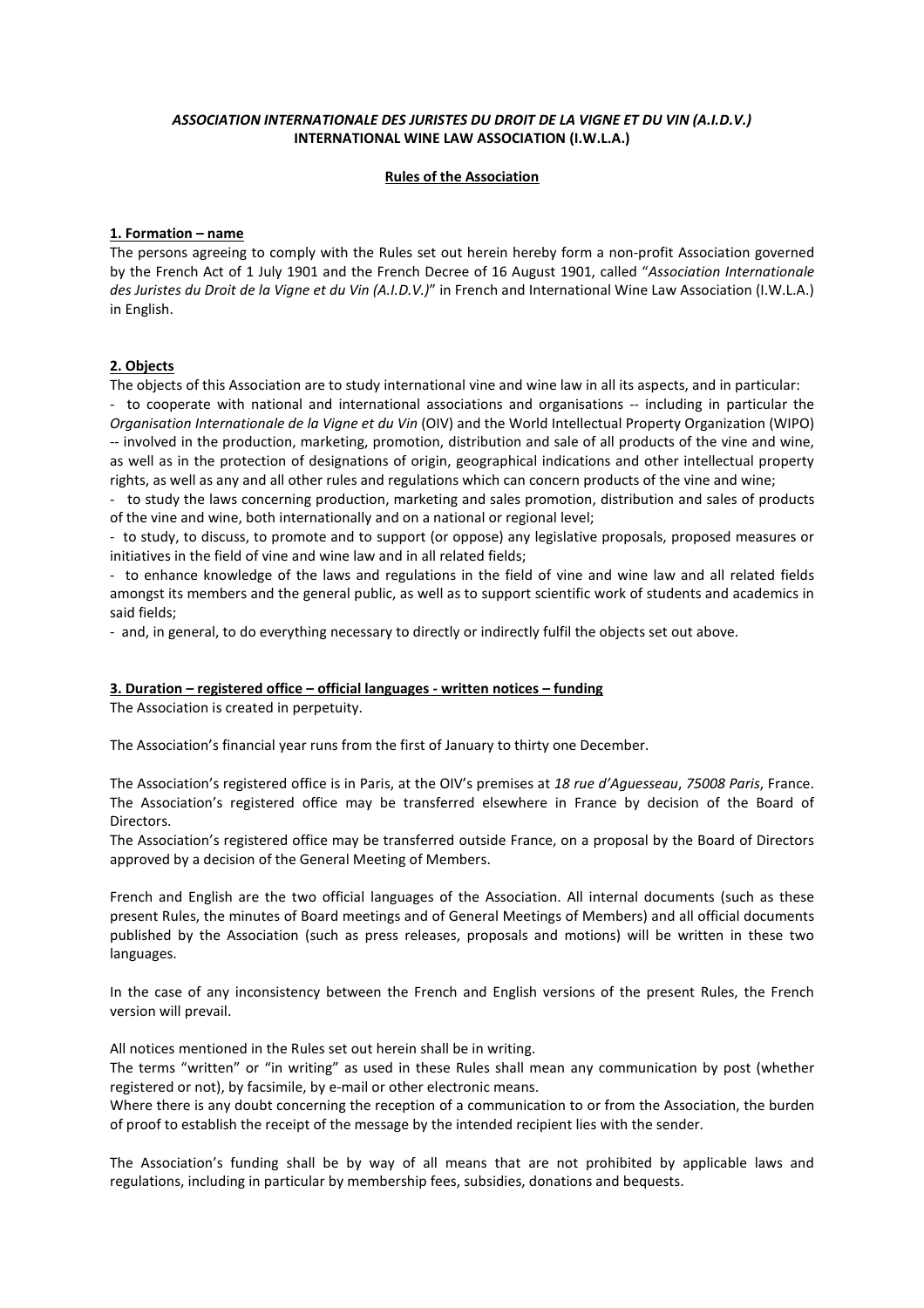***ASSOCIATION INTERNATIONALE DES JURISTES DU DROIT DE LA VIGNE ET DU VIN (A.I.D.V.)***
**INTERNATIONAL WINE LAW ASSOCIATION (I.W.L.A.)**

# Rules of the Association

## 1. Formation – name

The persons agreeing to comply with the Rules set out herein hereby form a non-profit Association governed by the French Act of 1 July 1901 and the French Decree of 16 August 1901, called "*Association Internationale des Juristes du Droit de la Vigne et du Vin (A.I.D.V.)*" in French and International Wine Law Association (I.W.L.A.) in English.

## 2. Objects

The objects of this Association are to study international vine and wine law in all its aspects, and in particular:

- to cooperate with national and international associations and organisations -- including in particular the *Organisation Internationale de la Vigne et du Vin* (OIV) and the World Intellectual Property Organization (WIPO) -- involved in the production, marketing, promotion, distribution and sale of all products of the vine and wine, as well as in the protection of designations of origin, geographical indications and other intellectual property rights, as well as any and all other rules and regulations which can concern products of the vine and wine;
- to study the laws concerning production, marketing and sales promotion, distribution and sales of products of the vine and wine, both internationally and on a national or regional level;
- to study, to discuss, to promote and to support (or oppose) any legislative proposals, proposed measures or initiatives in the field of vine and wine law and in all related fields;
- to enhance knowledge of the laws and regulations in the field of vine and wine law and all related fields amongst its members and the general public, as well as to support scientific work of students and academics in said fields;
- and, in general, to do everything necessary to directly or indirectly fulfil the objects set out above.

## 3. Duration – registered office – official languages - written notices – funding

The Association is created in perpetuity.

The Association's financial year runs from the first of January to thirty one December.

The Association's registered office is in Paris, at the OIV's premises at *18 rue d'Aguesseau*, *75008 Paris*, France. The Association's registered office may be transferred elsewhere in France by decision of the Board of Directors.
The Association's registered office may be transferred outside France, on a proposal by the Board of Directors approved by a decision of the General Meeting of Members.

French and English are the two official languages of the Association. All internal documents (such as these present Rules, the minutes of Board meetings and of General Meetings of Members) and all official documents published by the Association (such as press releases, proposals and motions) will be written in these two languages.

In the case of any inconsistency between the French and English versions of the present Rules, the French version will prevail.

All notices mentioned in the Rules set out herein shall be in writing.
The terms "written" or "in writing" as used in these Rules shall mean any communication by post (whether registered or not), by facsimile, by e-mail or other electronic means.
Where there is any doubt concerning the reception of a communication to or from the Association, the burden of proof to establish the receipt of the message by the intended recipient lies with the sender.

The Association's funding shall be by way of all means that are not prohibited by applicable laws and regulations, including in particular by membership fees, subsidies, donations and bequests.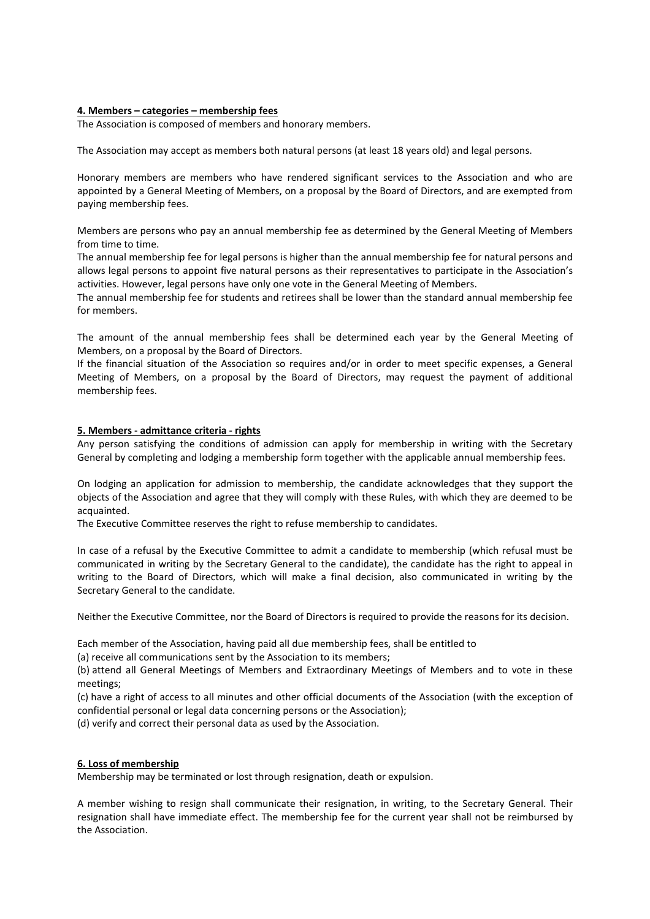## 4. Members – categories – membership fees

The Association is composed of members and honorary members.

The Association may accept as members both natural persons (at least 18 years old) and legal persons.

Honorary members are members who have rendered significant services to the Association and who are appointed by a General Meeting of Members, on a proposal by the Board of Directors, and are exempted from paying membership fees.

Members are persons who pay an annual membership fee as determined by the General Meeting of Members from time to time.

The annual membership fee for legal persons is higher than the annual membership fee for natural persons and allows legal persons to appoint five natural persons as their representatives to participate in the Association's activities. However, legal persons have only one vote in the General Meeting of Members.

The annual membership fee for students and retirees shall be lower than the standard annual membership fee for members.

The amount of the annual membership fees shall be determined each year by the General Meeting of Members, on a proposal by the Board of Directors.

If the financial situation of the Association so requires and/or in order to meet specific expenses, a General Meeting of Members, on a proposal by the Board of Directors, may request the payment of additional membership fees.

## 5. Members - admittance criteria - rights

Any person satisfying the conditions of admission can apply for membership in writing with the Secretary General by completing and lodging a membership form together with the applicable annual membership fees.

On lodging an application for admission to membership, the candidate acknowledges that they support the objects of the Association and agree that they will comply with these Rules, with which they are deemed to be acquainted.

The Executive Committee reserves the right to refuse membership to candidates.

In case of a refusal by the Executive Committee to admit a candidate to membership (which refusal must be communicated in writing by the Secretary General to the candidate), the candidate has the right to appeal in writing to the Board of Directors, which will make a final decision, also communicated in writing by the Secretary General to the candidate.

Neither the Executive Committee, nor the Board of Directors is required to provide the reasons for its decision.

Each member of the Association, having paid all due membership fees, shall be entitled to

(a) receive all communications sent by the Association to its members;

(b) attend all General Meetings of Members and Extraordinary Meetings of Members and to vote in these meetings;

(c) have a right of access to all minutes and other official documents of the Association (with the exception of confidential personal or legal data concerning persons or the Association);

(d) verify and correct their personal data as used by the Association.

## 6. Loss of membership

Membership may be terminated or lost through resignation, death or expulsion.

A member wishing to resign shall communicate their resignation, in writing, to the Secretary General. Their resignation shall have immediate effect. The membership fee for the current year shall not be reimbursed by the Association.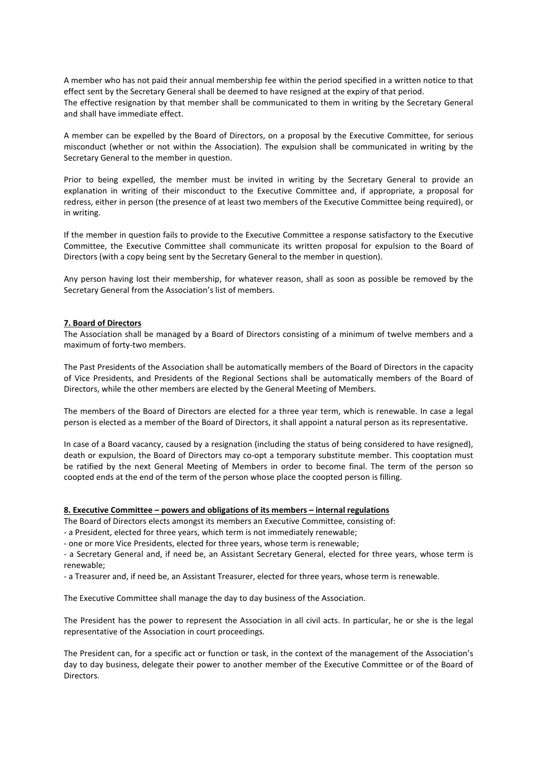A member who has not paid their annual membership fee within the period specified in a written notice to that effect sent by the Secretary General shall be deemed to have resigned at the expiry of that period.
The effective resignation by that member shall be communicated to them in writing by the Secretary General and shall have immediate effect.

A member can be expelled by the Board of Directors, on a proposal by the Executive Committee, for serious misconduct (whether or not within the Association). The expulsion shall be communicated in writing by the Secretary General to the member in question.

Prior to being expelled, the member must be invited in writing by the Secretary General to provide an explanation in writing of their misconduct to the Executive Committee and, if appropriate, a proposal for redress, either in person (the presence of at least two members of the Executive Committee being required), or in writing.

If the member in question fails to provide to the Executive Committee a response satisfactory to the Executive Committee, the Executive Committee shall communicate its written proposal for expulsion to the Board of Directors (with a copy being sent by the Secretary General to the member in question).

Any person having lost their membership, for whatever reason, shall as soon as possible be removed by the Secretary General from the Association's list of members.

## 7. Board of Directors

The Association shall be managed by a Board of Directors consisting of a minimum of twelve members and a maximum of forty-two members.

The Past Presidents of the Association shall be automatically members of the Board of Directors in the capacity of Vice Presidents, and Presidents of the Regional Sections shall be automatically members of the Board of Directors, while the other members are elected by the General Meeting of Members.

The members of the Board of Directors are elected for a three year term, which is renewable. In case a legal person is elected as a member of the Board of Directors, it shall appoint a natural person as its representative.

In case of a Board vacancy, caused by a resignation (including the status of being considered to have resigned), death or expulsion, the Board of Directors may co-opt a temporary substitute member. This cooptation must be ratified by the next General Meeting of Members in order to become final. The term of the person so coopted ends at the end of the term of the person whose place the coopted person is filling.

## 8. Executive Committee – powers and obligations of its members – internal regulations

The Board of Directors elects amongst its members an Executive Committee, consisting of:

- a President, elected for three years, which term is not immediately renewable;
- one or more Vice Presidents, elected for three years, whose term is renewable;
- a Secretary General and, if need be, an Assistant Secretary General, elected for three years, whose term is renewable;
- a Treasurer and, if need be, an Assistant Treasurer, elected for three years, whose term is renewable.

The Executive Committee shall manage the day to day business of the Association.

The President has the power to represent the Association in all civil acts. In particular, he or she is the legal representative of the Association in court proceedings.

The President can, for a specific act or function or task, in the context of the management of the Association's day to day business, delegate their power to another member of the Executive Committee or of the Board of Directors.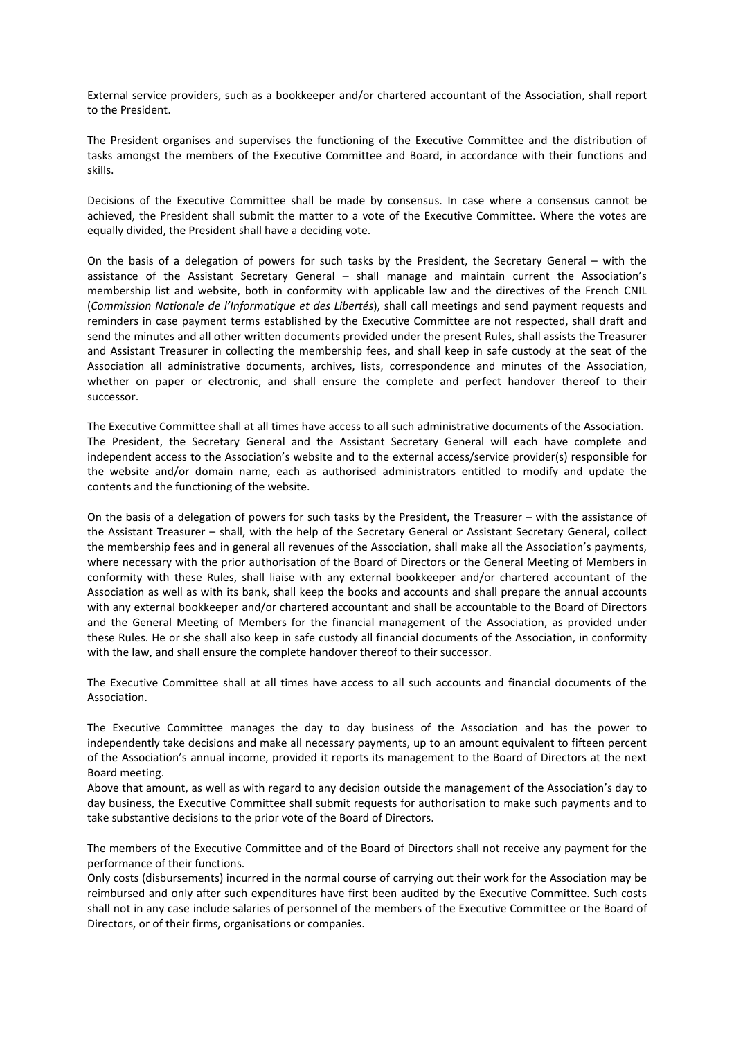External service providers, such as a bookkeeper and/or chartered accountant of the Association, shall report to the President.

The President organises and supervises the functioning of the Executive Committee and the distribution of tasks amongst the members of the Executive Committee and Board, in accordance with their functions and skills.

Decisions of the Executive Committee shall be made by consensus. In case where a consensus cannot be achieved, the President shall submit the matter to a vote of the Executive Committee. Where the votes are equally divided, the President shall have a deciding vote.

On the basis of a delegation of powers for such tasks by the President, the Secretary General – with the assistance of the Assistant Secretary General – shall manage and maintain current the Association's membership list and website, both in conformity with applicable law and the directives of the French CNIL (*Commission Nationale de l'Informatique et des Libertés*), shall call meetings and send payment requests and reminders in case payment terms established by the Executive Committee are not respected, shall draft and send the minutes and all other written documents provided under the present Rules, shall assists the Treasurer and Assistant Treasurer in collecting the membership fees, and shall keep in safe custody at the seat of the Association all administrative documents, archives, lists, correspondence and minutes of the Association, whether on paper or electronic, and shall ensure the complete and perfect handover thereof to their successor.

The Executive Committee shall at all times have access to all such administrative documents of the Association. The President, the Secretary General and the Assistant Secretary General will each have complete and independent access to the Association's website and to the external access/service provider(s) responsible for the website and/or domain name, each as authorised administrators entitled to modify and update the contents and the functioning of the website.

On the basis of a delegation of powers for such tasks by the President, the Treasurer – with the assistance of the Assistant Treasurer – shall, with the help of the Secretary General or Assistant Secretary General, collect the membership fees and in general all revenues of the Association, shall make all the Association's payments, where necessary with the prior authorisation of the Board of Directors or the General Meeting of Members in conformity with these Rules, shall liaise with any external bookkeeper and/or chartered accountant of the Association as well as with its bank, shall keep the books and accounts and shall prepare the annual accounts with any external bookkeeper and/or chartered accountant and shall be accountable to the Board of Directors and the General Meeting of Members for the financial management of the Association, as provided under these Rules. He or she shall also keep in safe custody all financial documents of the Association, in conformity with the law, and shall ensure the complete handover thereof to their successor.

The Executive Committee shall at all times have access to all such accounts and financial documents of the Association.

The Executive Committee manages the day to day business of the Association and has the power to independently take decisions and make all necessary payments, up to an amount equivalent to fifteen percent of the Association's annual income, provided it reports its management to the Board of Directors at the next Board meeting.
Above that amount, as well as with regard to any decision outside the management of the Association's day to day business, the Executive Committee shall submit requests for authorisation to make such payments and to take substantive decisions to the prior vote of the Board of Directors.

The members of the Executive Committee and of the Board of Directors shall not receive any payment for the performance of their functions.
Only costs (disbursements) incurred in the normal course of carrying out their work for the Association may be reimbursed and only after such expenditures have first been audited by the Executive Committee. Such costs shall not in any case include salaries of personnel of the members of the Executive Committee or the Board of Directors, or of their firms, organisations or companies.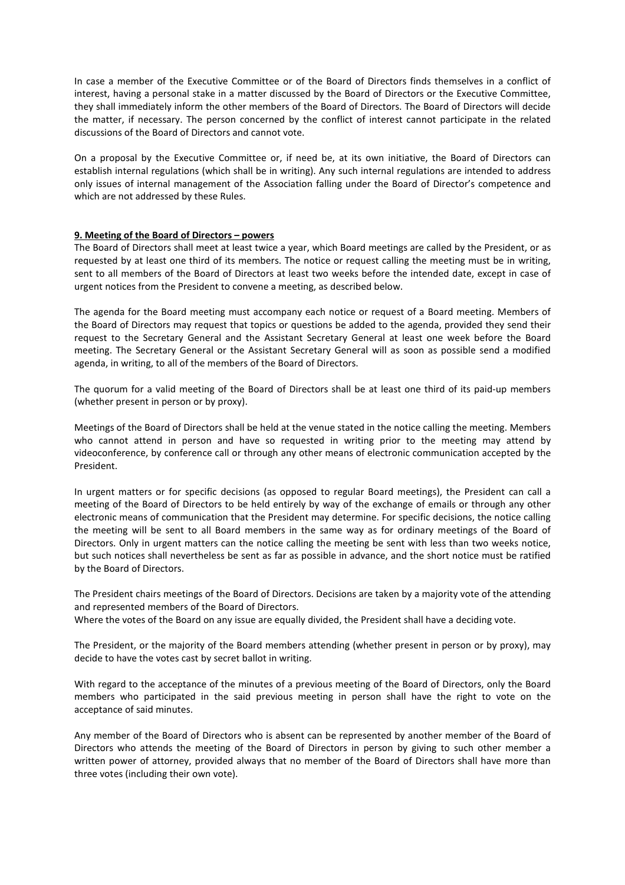In case a member of the Executive Committee or of the Board of Directors finds themselves in a conflict of interest, having a personal stake in a matter discussed by the Board of Directors or the Executive Committee, they shall immediately inform the other members of the Board of Directors. The Board of Directors will decide the matter, if necessary. The person concerned by the conflict of interest cannot participate in the related discussions of the Board of Directors and cannot vote.

On a proposal by the Executive Committee or, if need be, at its own initiative, the Board of Directors can establish internal regulations (which shall be in writing). Any such internal regulations are intended to address only issues of internal management of the Association falling under the Board of Director's competence and which are not addressed by these Rules.

## 9. Meeting of the Board of Directors – powers

The Board of Directors shall meet at least twice a year, which Board meetings are called by the President, or as requested by at least one third of its members. The notice or request calling the meeting must be in writing, sent to all members of the Board of Directors at least two weeks before the intended date, except in case of urgent notices from the President to convene a meeting, as described below.

The agenda for the Board meeting must accompany each notice or request of a Board meeting. Members of the Board of Directors may request that topics or questions be added to the agenda, provided they send their request to the Secretary General and the Assistant Secretary General at least one week before the Board meeting. The Secretary General or the Assistant Secretary General will as soon as possible send a modified agenda, in writing, to all of the members of the Board of Directors.

The quorum for a valid meeting of the Board of Directors shall be at least one third of its paid-up members (whether present in person or by proxy).

Meetings of the Board of Directors shall be held at the venue stated in the notice calling the meeting. Members who cannot attend in person and have so requested in writing prior to the meeting may attend by videoconference, by conference call or through any other means of electronic communication accepted by the President.

In urgent matters or for specific decisions (as opposed to regular Board meetings), the President can call a meeting of the Board of Directors to be held entirely by way of the exchange of emails or through any other electronic means of communication that the President may determine. For specific decisions, the notice calling the meeting will be sent to all Board members in the same way as for ordinary meetings of the Board of Directors. Only in urgent matters can the notice calling the meeting be sent with less than two weeks notice, but such notices shall nevertheless be sent as far as possible in advance, and the short notice must be ratified by the Board of Directors.

The President chairs meetings of the Board of Directors. Decisions are taken by a majority vote of the attending and represented members of the Board of Directors.
Where the votes of the Board on any issue are equally divided, the President shall have a deciding vote.

The President, or the majority of the Board members attending (whether present in person or by proxy), may decide to have the votes cast by secret ballot in writing.

With regard to the acceptance of the minutes of a previous meeting of the Board of Directors, only the Board members who participated in the said previous meeting in person shall have the right to vote on the acceptance of said minutes.

Any member of the Board of Directors who is absent can be represented by another member of the Board of Directors who attends the meeting of the Board of Directors in person by giving to such other member a written power of attorney, provided always that no member of the Board of Directors shall have more than three votes (including their own vote).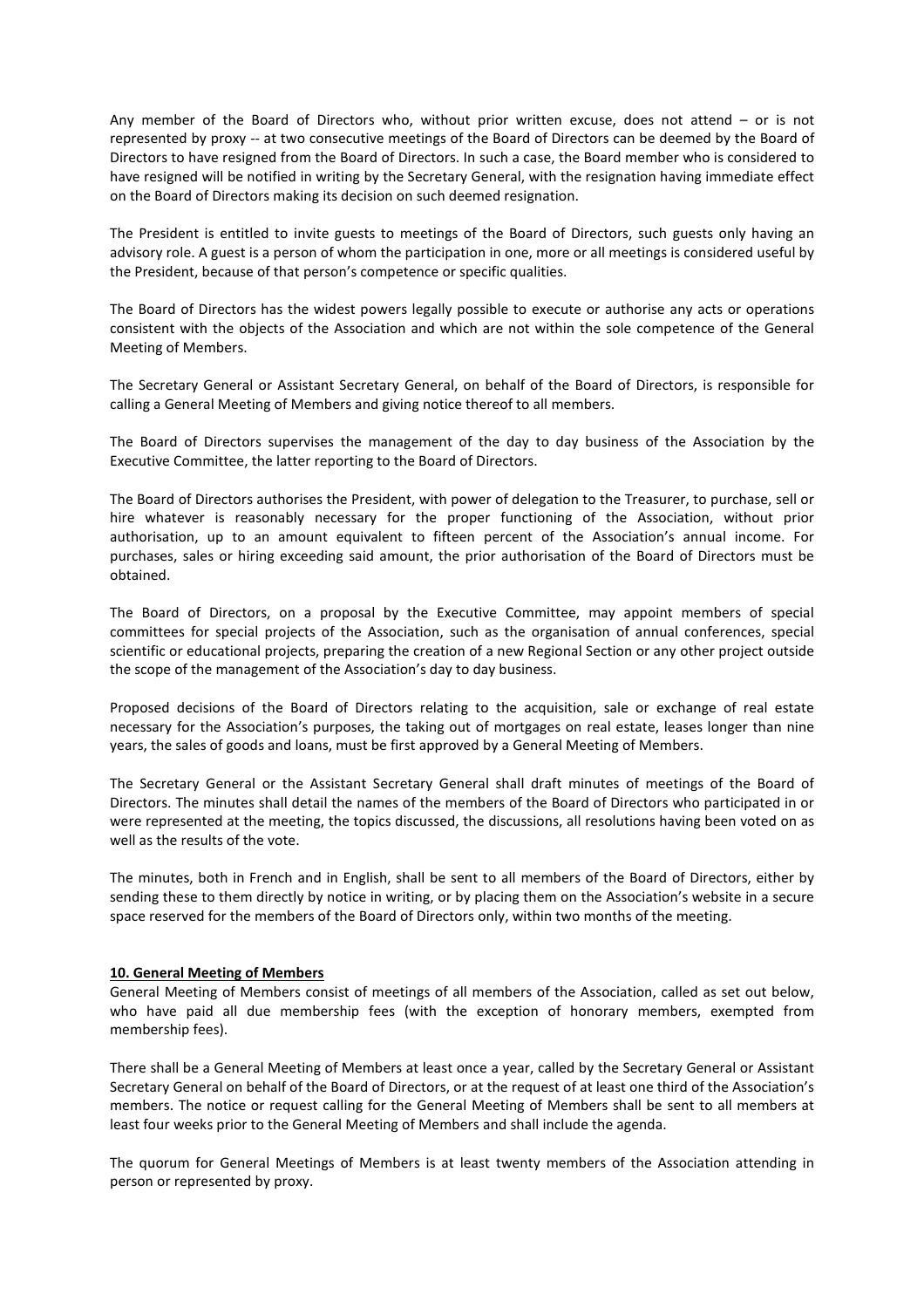Any member of the Board of Directors who, without prior written excuse, does not attend – or is not represented by proxy -- at two consecutive meetings of the Board of Directors can be deemed by the Board of Directors to have resigned from the Board of Directors. In such a case, the Board member who is considered to have resigned will be notified in writing by the Secretary General, with the resignation having immediate effect on the Board of Directors making its decision on such deemed resignation.

The President is entitled to invite guests to meetings of the Board of Directors, such guests only having an advisory role. A guest is a person of whom the participation in one, more or all meetings is considered useful by the President, because of that person's competence or specific qualities.

The Board of Directors has the widest powers legally possible to execute or authorise any acts or operations consistent with the objects of the Association and which are not within the sole competence of the General Meeting of Members.

The Secretary General or Assistant Secretary General, on behalf of the Board of Directors, is responsible for calling a General Meeting of Members and giving notice thereof to all members.

The Board of Directors supervises the management of the day to day business of the Association by the Executive Committee, the latter reporting to the Board of Directors.

The Board of Directors authorises the President, with power of delegation to the Treasurer, to purchase, sell or hire whatever is reasonably necessary for the proper functioning of the Association, without prior authorisation, up to an amount equivalent to fifteen percent of the Association's annual income. For purchases, sales or hiring exceeding said amount, the prior authorisation of the Board of Directors must be obtained.

The Board of Directors, on a proposal by the Executive Committee, may appoint members of special committees for special projects of the Association, such as the organisation of annual conferences, special scientific or educational projects, preparing the creation of a new Regional Section or any other project outside the scope of the management of the Association's day to day business.

Proposed decisions of the Board of Directors relating to the acquisition, sale or exchange of real estate necessary for the Association's purposes, the taking out of mortgages on real estate, leases longer than nine years, the sales of goods and loans, must be first approved by a General Meeting of Members.

The Secretary General or the Assistant Secretary General shall draft minutes of meetings of the Board of Directors. The minutes shall detail the names of the members of the Board of Directors who participated in or were represented at the meeting, the topics discussed, the discussions, all resolutions having been voted on as well as the results of the vote.

The minutes, both in French and in English, shall be sent to all members of the Board of Directors, either by sending these to them directly by notice in writing, or by placing them on the Association's website in a secure space reserved for the members of the Board of Directors only, within two months of the meeting.

## 10. General Meeting of Members

General Meeting of Members consist of meetings of all members of the Association, called as set out below, who have paid all due membership fees (with the exception of honorary members, exempted from membership fees).

There shall be a General Meeting of Members at least once a year, called by the Secretary General or Assistant Secretary General on behalf of the Board of Directors, or at the request of at least one third of the Association's members. The notice or request calling for the General Meeting of Members shall be sent to all members at least four weeks prior to the General Meeting of Members and shall include the agenda.

The quorum for General Meetings of Members is at least twenty members of the Association attending in person or represented by proxy.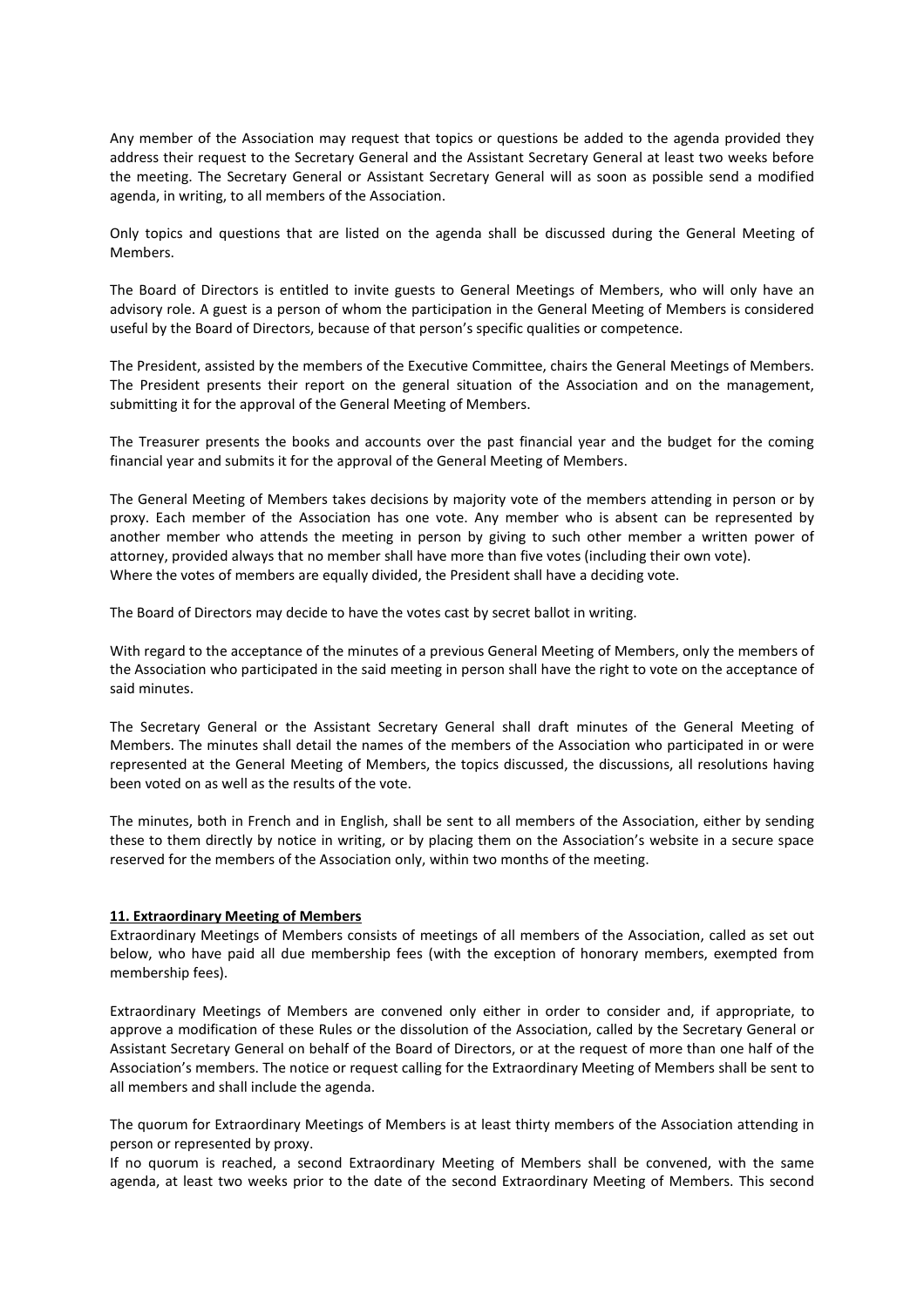Any member of the Association may request that topics or questions be added to the agenda provided they address their request to the Secretary General and the Assistant Secretary General at least two weeks before the meeting. The Secretary General or Assistant Secretary General will as soon as possible send a modified agenda, in writing, to all members of the Association.

Only topics and questions that are listed on the agenda shall be discussed during the General Meeting of Members.

The Board of Directors is entitled to invite guests to General Meetings of Members, who will only have an advisory role. A guest is a person of whom the participation in the General Meeting of Members is considered useful by the Board of Directors, because of that person's specific qualities or competence.

The President, assisted by the members of the Executive Committee, chairs the General Meetings of Members. The President presents their report on the general situation of the Association and on the management, submitting it for the approval of the General Meeting of Members.

The Treasurer presents the books and accounts over the past financial year and the budget for the coming financial year and submits it for the approval of the General Meeting of Members.

The General Meeting of Members takes decisions by majority vote of the members attending in person or by proxy. Each member of the Association has one vote. Any member who is absent can be represented by another member who attends the meeting in person by giving to such other member a written power of attorney, provided always that no member shall have more than five votes (including their own vote).
Where the votes of members are equally divided, the President shall have a deciding vote.

The Board of Directors may decide to have the votes cast by secret ballot in writing.

With regard to the acceptance of the minutes of a previous General Meeting of Members, only the members of the Association who participated in the said meeting in person shall have the right to vote on the acceptance of said minutes.

The Secretary General or the Assistant Secretary General shall draft minutes of the General Meeting of Members. The minutes shall detail the names of the members of the Association who participated in or were represented at the General Meeting of Members, the topics discussed, the discussions, all resolutions having been voted on as well as the results of the vote.

The minutes, both in French and in English, shall be sent to all members of the Association, either by sending these to them directly by notice in writing, or by placing them on the Association's website in a secure space reserved for the members of the Association only, within two months of the meeting.

## 11. Extraordinary Meeting of Members

Extraordinary Meetings of Members consists of meetings of all members of the Association, called as set out below, who have paid all due membership fees (with the exception of honorary members, exempted from membership fees).

Extraordinary Meetings of Members are convened only either in order to consider and, if appropriate, to approve a modification of these Rules or the dissolution of the Association, called by the Secretary General or Assistant Secretary General on behalf of the Board of Directors, or at the request of more than one half of the Association's members. The notice or request calling for the Extraordinary Meeting of Members shall be sent to all members and shall include the agenda.

The quorum for Extraordinary Meetings of Members is at least thirty members of the Association attending in person or represented by proxy.
If no quorum is reached, a second Extraordinary Meeting of Members shall be convened, with the same agenda, at least two weeks prior to the date of the second Extraordinary Meeting of Members. This second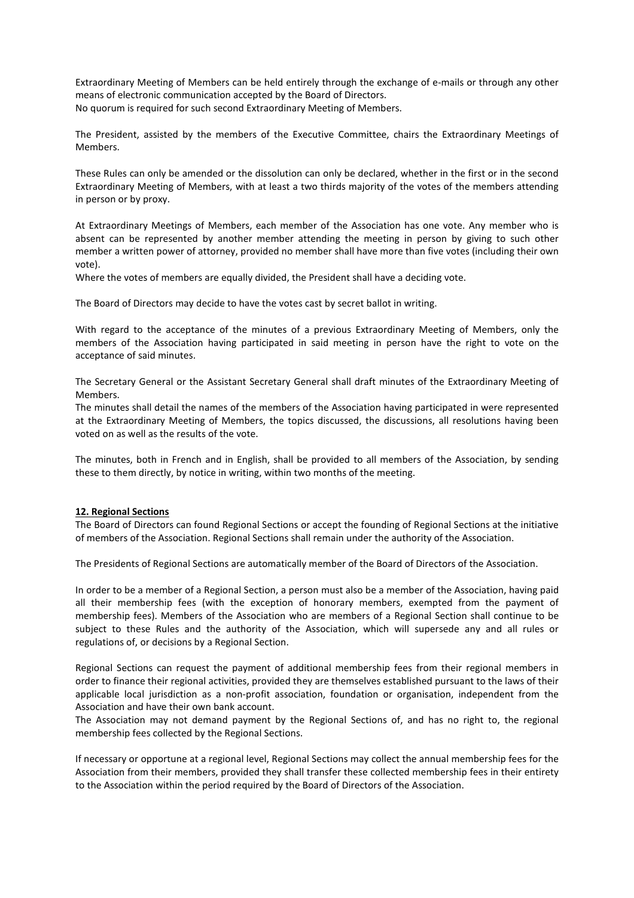Extraordinary Meeting of Members can be held entirely through the exchange of e-mails or through any other means of electronic communication accepted by the Board of Directors.
No quorum is required for such second Extraordinary Meeting of Members.

The President, assisted by the members of the Executive Committee, chairs the Extraordinary Meetings of Members.

These Rules can only be amended or the dissolution can only be declared, whether in the first or in the second Extraordinary Meeting of Members, with at least a two thirds majority of the votes of the members attending in person or by proxy.

At Extraordinary Meetings of Members, each member of the Association has one vote. Any member who is absent can be represented by another member attending the meeting in person by giving to such other member a written power of attorney, provided no member shall have more than five votes (including their own vote).
Where the votes of members are equally divided, the President shall have a deciding vote.

The Board of Directors may decide to have the votes cast by secret ballot in writing.

With regard to the acceptance of the minutes of a previous Extraordinary Meeting of Members, only the members of the Association having participated in said meeting in person have the right to vote on the acceptance of said minutes.

The Secretary General or the Assistant Secretary General shall draft minutes of the Extraordinary Meeting of Members.
The minutes shall detail the names of the members of the Association having participated in were represented at the Extraordinary Meeting of Members, the topics discussed, the discussions, all resolutions having been voted on as well as the results of the vote.

The minutes, both in French and in English, shall be provided to all members of the Association, by sending these to them directly, by notice in writing, within two months of the meeting.

## 12. Regional Sections

The Board of Directors can found Regional Sections or accept the founding of Regional Sections at the initiative of members of the Association. Regional Sections shall remain under the authority of the Association.

The Presidents of Regional Sections are automatically member of the Board of Directors of the Association.

In order to be a member of a Regional Section, a person must also be a member of the Association, having paid all their membership fees (with the exception of honorary members, exempted from the payment of membership fees). Members of the Association who are members of a Regional Section shall continue to be subject to these Rules and the authority of the Association, which will supersede any and all rules or regulations of, or decisions by a Regional Section.

Regional Sections can request the payment of additional membership fees from their regional members in order to finance their regional activities, provided they are themselves established pursuant to the laws of their applicable local jurisdiction as a non-profit association, foundation or organisation, independent from the Association and have their own bank account.
The Association may not demand payment by the Regional Sections of, and has no right to, the regional membership fees collected by the Regional Sections.

If necessary or opportune at a regional level, Regional Sections may collect the annual membership fees for the Association from their members, provided they shall transfer these collected membership fees in their entirety to the Association within the period required by the Board of Directors of the Association.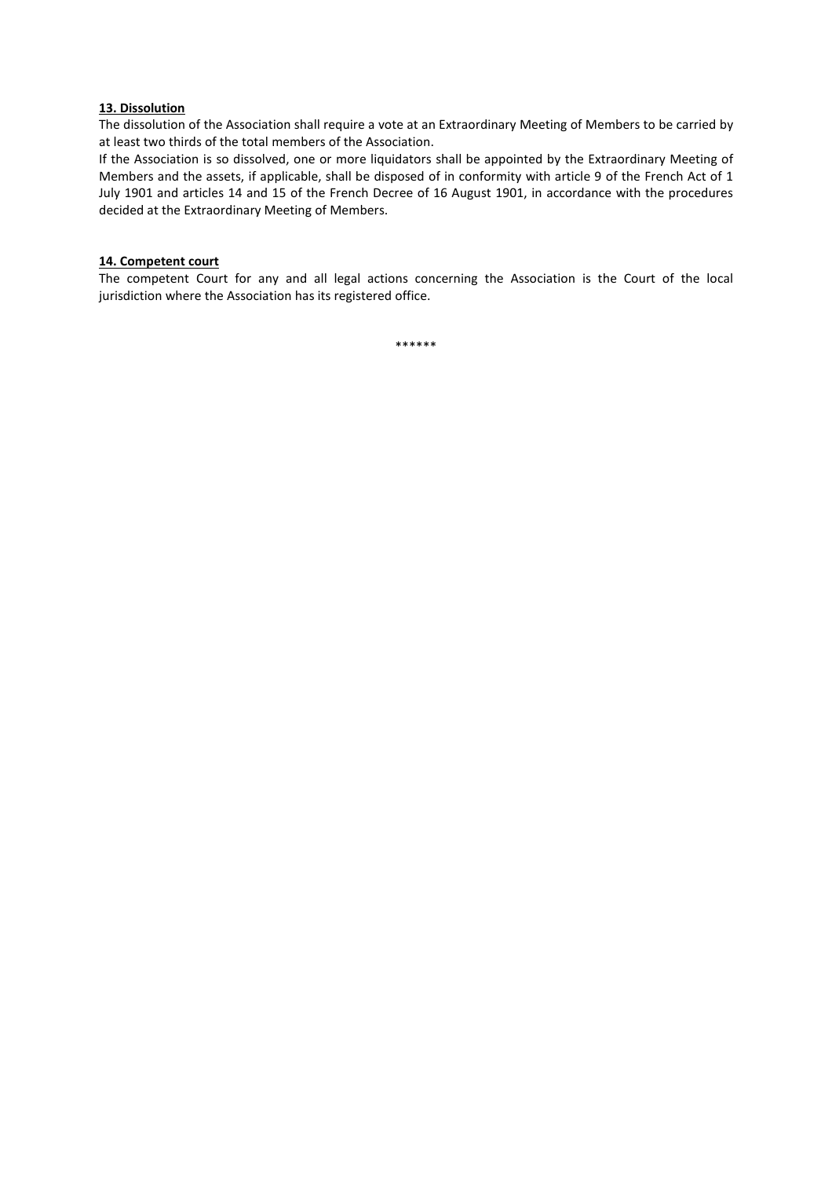**13. Dissolution**

The dissolution of the Association shall require a vote at an Extraordinary Meeting of Members to be carried by at least two thirds of the total members of the Association.

If the Association is so dissolved, one or more liquidators shall be appointed by the Extraordinary Meeting of Members and the assets, if applicable, shall be disposed of in conformity with article 9 of the French Act of 1 July 1901 and articles 14 and 15 of the French Decree of 16 August 1901, in accordance with the procedures decided at the Extraordinary Meeting of Members.

**14. Competent court**

The competent Court for any and all legal actions concerning the Association is the Court of the local jurisdiction where the Association has its registered office.

******